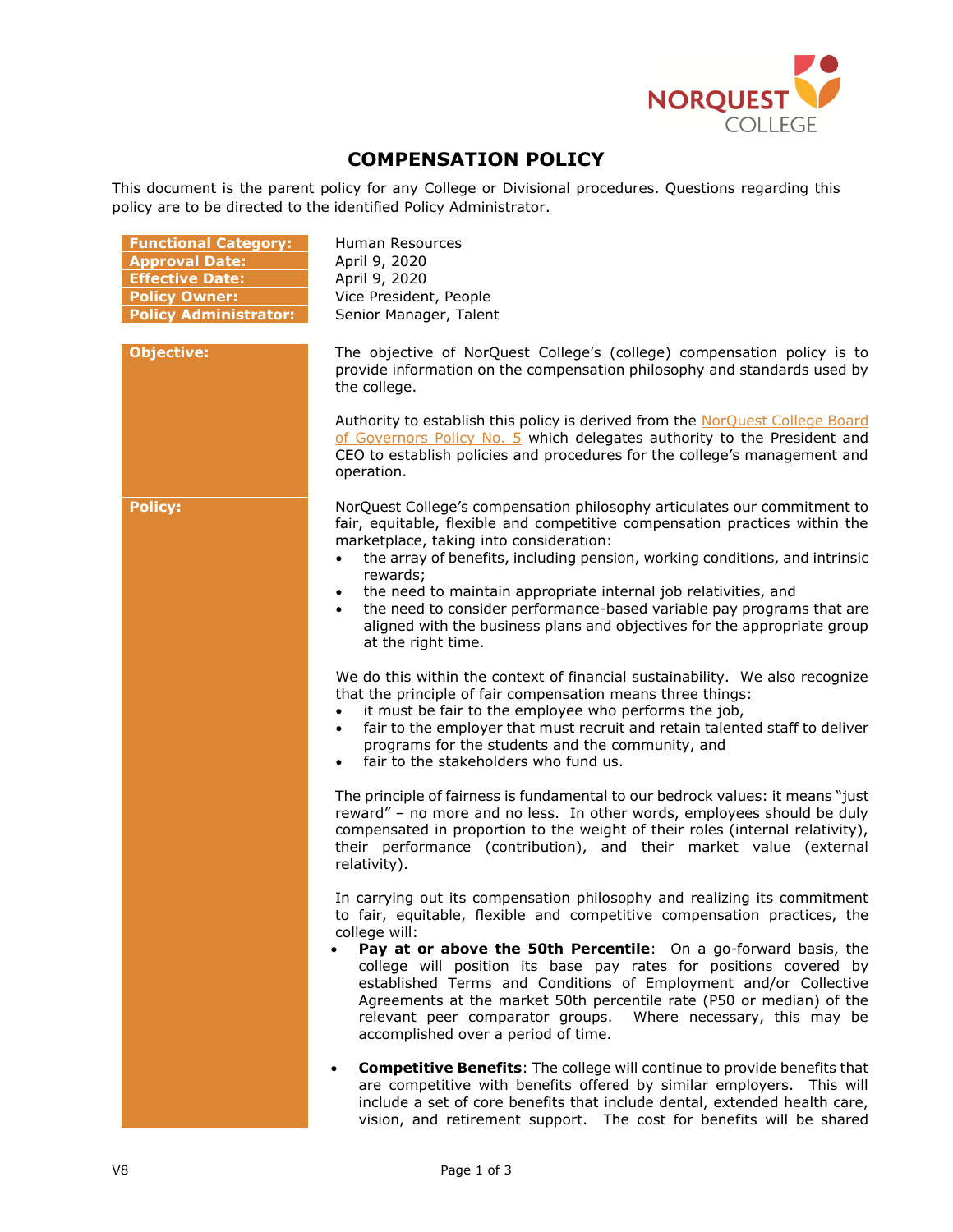# COMPENSATION POLICY

This document is the parent policy for any College or Divisional procedures. Questions regarding this policy are to be directed to the identified Policy Administrator.

| | |
|---|---|
| **Functional Category:** | Human Resources |
| **Approval Date:** | April 9, 2020 |
| **Effective Date:** | April 9, 2020 |
| **Policy Owner:** | Vice President, People |
| **Policy Administrator:** | Senior Manager, Talent |

**Objective:**

The objective of NorQuest College's (college) compensation policy is to provide information on the compensation philosophy and standards used by the college.

Authority to establish this policy is derived from the NorQuest College Board of Governors Policy No. 5 which delegates authority to the President and CEO to establish policies and procedures for the college's management and operation.

**Policy:**

NorQuest College's compensation philosophy articulates our commitment to fair, equitable, flexible and competitive compensation practices within the marketplace, taking into consideration:

- the array of benefits, including pension, working conditions, and intrinsic rewards;
- the need to maintain appropriate internal job relativities, and
- the need to consider performance-based variable pay programs that are aligned with the business plans and objectives for the appropriate group at the right time.

We do this within the context of financial sustainability. We also recognize that the principle of fair compensation means three things:

- it must be fair to the employee who performs the job,
- fair to the employer that must recruit and retain talented staff to deliver programs for the students and the community, and
- fair to the stakeholders who fund us.

The principle of fairness is fundamental to our bedrock values: it means "just reward" – no more and no less. In other words, employees should be duly compensated in proportion to the weight of their roles (internal relativity), their performance (contribution), and their market value (external relativity).

In carrying out its compensation philosophy and realizing its commitment to fair, equitable, flexible and competitive compensation practices, the college will:

- **Pay at or above the 50th Percentile**: On a go-forward basis, the college will position its base pay rates for positions covered by established Terms and Conditions of Employment and/or Collective Agreements at the market 50th percentile rate (P50 or median) of the relevant peer comparator groups. Where necessary, this may be accomplished over a period of time.

- **Competitive Benefits**: The college will continue to provide benefits that are competitive with benefits offered by similar employers. This will include a set of core benefits that include dental, extended health care, vision, and retirement support. The cost for benefits will be shared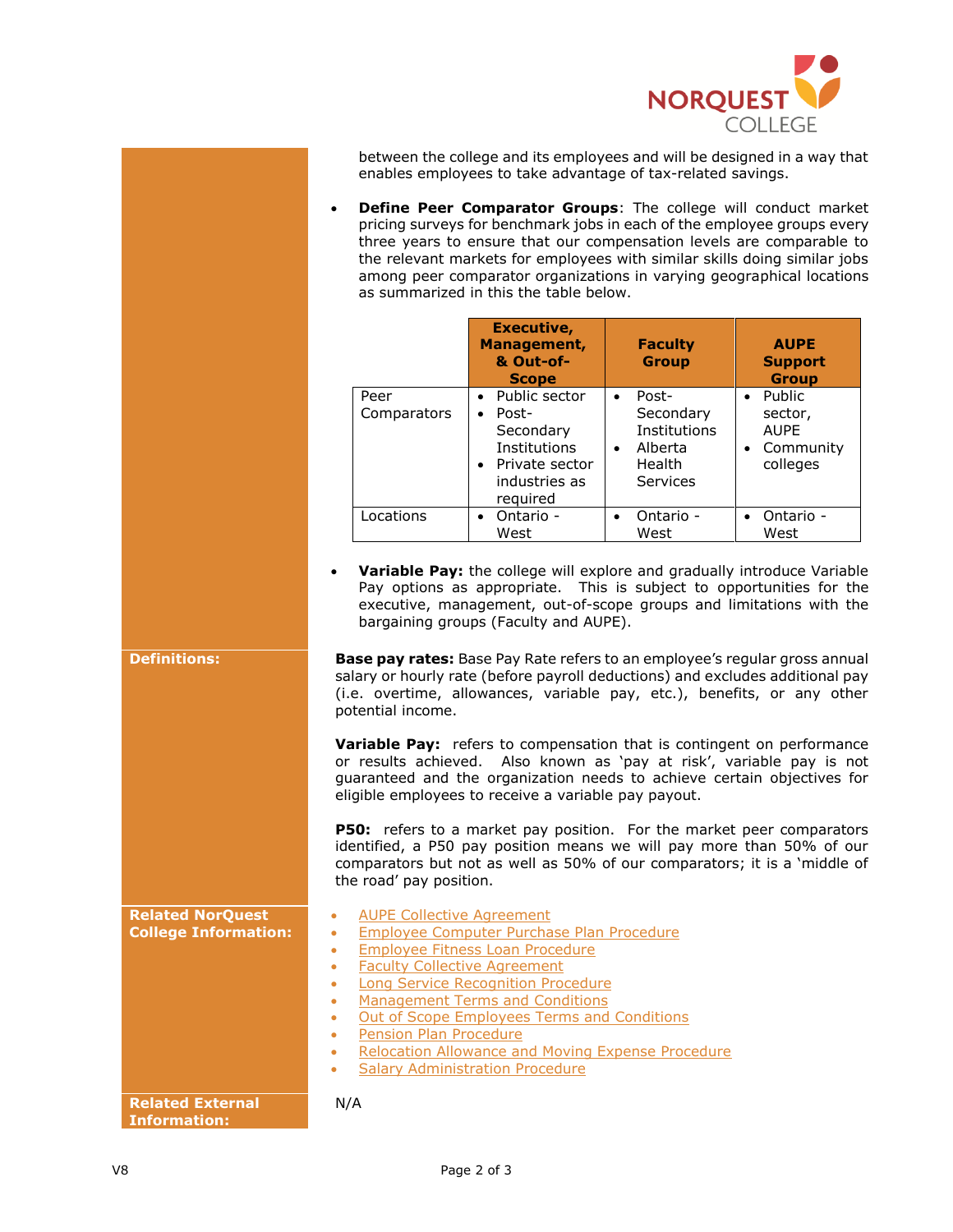between the college and its employees and will be designed in a way that enables employees to take advantage of tax-related savings.

- **Define Peer Comparator Groups**: The college will conduct market pricing surveys for benchmark jobs in each of the employee groups every three years to ensure that our compensation levels are comparable to the relevant markets for employees with similar skills doing similar jobs among peer comparator organizations in varying geographical locations as summarized in this the table below.

| | Executive, Management, & Out-of-Scope | Faculty Group | AUPE Support Group |
|---|---|---|---|
| Peer Comparators | • Public sector<br>• Post-Secondary Institutions<br>• Private sector industries as required | • Post-Secondary Institutions<br>• Alberta Health Services | • Public sector, AUPE<br>• Community colleges |
| Locations | • Ontario - West | • Ontario - West | • Ontario - West |

- **Variable Pay:** the college will explore and gradually introduce Variable Pay options as appropriate. This is subject to opportunities for the executive, management, out-of-scope groups and limitations with the bargaining groups (Faculty and AUPE).

**Definitions:**

**Base pay rates:** Base Pay Rate refers to an employee's regular gross annual salary or hourly rate (before payroll deductions) and excludes additional pay (i.e. overtime, allowances, variable pay, etc.), benefits, or any other potential income.

**Variable Pay:** refers to compensation that is contingent on performance or results achieved. Also known as 'pay at risk', variable pay is not guaranteed and the organization needs to achieve certain objectives for eligible employees to receive a variable pay payout.

**P50:** refers to a market pay position. For the market peer comparators identified, a P50 pay position means we will pay more than 50% of our comparators but not as well as 50% of our comparators; it is a 'middle of the road' pay position.

**Related NorQuest College Information:**

- AUPE Collective Agreement
- Employee Computer Purchase Plan Procedure
- Employee Fitness Loan Procedure
- Faculty Collective Agreement
- Long Service Recognition Procedure
- Management Terms and Conditions
- Out of Scope Employees Terms and Conditions
- Pension Plan Procedure
- Relocation Allowance and Moving Expense Procedure
- Salary Administration Procedure

**Related External Information:**

N/A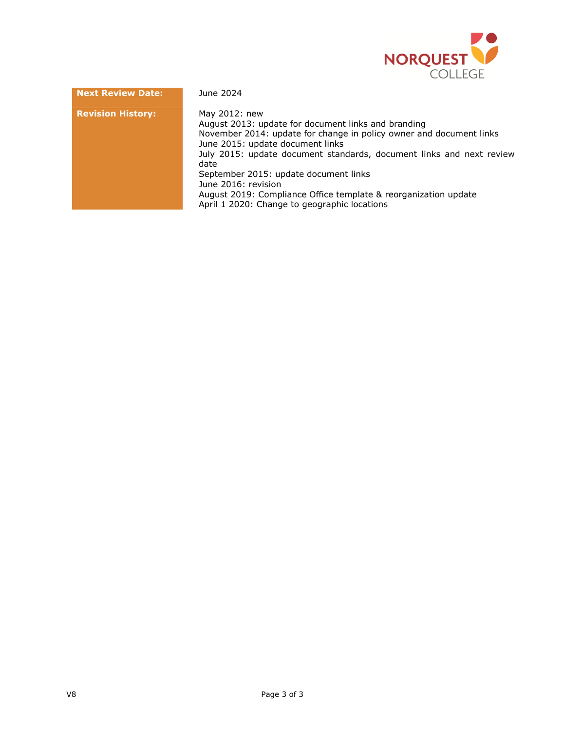| | |
|---|---|
| **Next Review Date:** | June 2024 |
| **Revision History:** | May 2012: new<br>August 2013: update for document links and branding<br>November 2014: update for change in policy owner and document links<br>June 2015: update document links<br>July 2015: update document standards, document links and next review date<br>September 2015: update document links<br>June 2016: revision<br>August 2019: Compliance Office template & reorganization update<br>April 1 2020: Change to geographic locations |